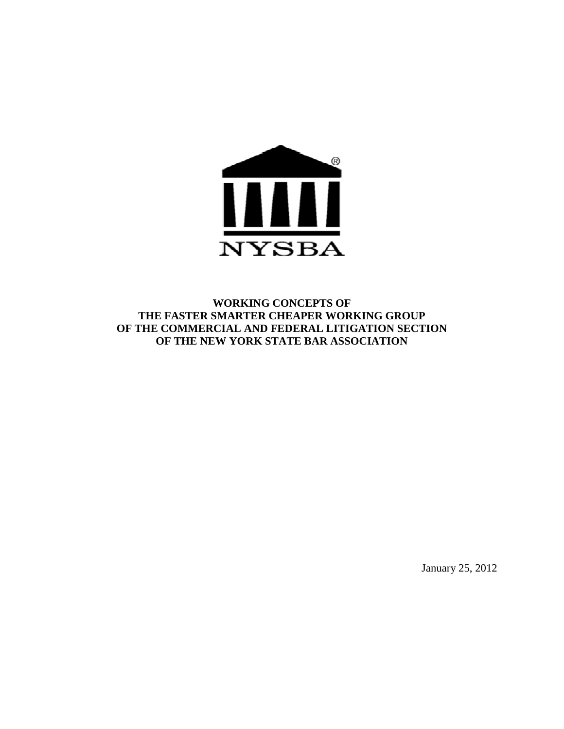NYSBA

# WORKING CONCEPTS OF THE FASTER SMARTER CHEAPER WORKING GROUP OF THE COMMERCIAL AND FEDERAL LITIGATION SECTION OF THE NEW YORK STATE BAR ASSOCIATION

January 25, 2012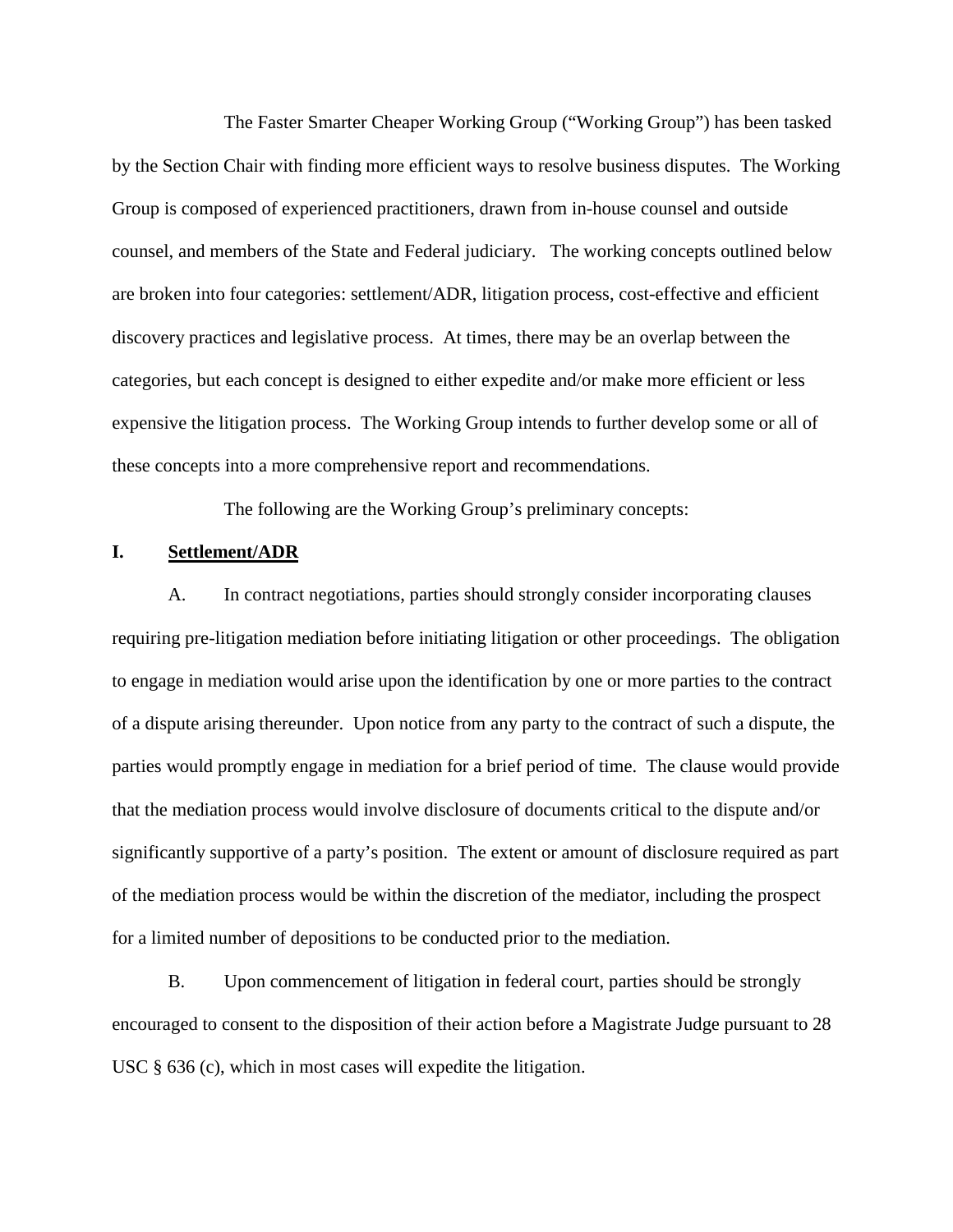The Faster Smarter Cheaper Working Group ("Working Group") has been tasked by the Section Chair with finding more efficient ways to resolve business disputes. The Working Group is composed of experienced practitioners, drawn from in-house counsel and outside counsel, and members of the State and Federal judiciary. The working concepts outlined below are broken into four categories: settlement/ADR, litigation process, cost-effective and efficient discovery practices and legislative process. At times, there may be an overlap between the categories, but each concept is designed to either expedite and/or make more efficient or less expensive the litigation process. The Working Group intends to further develop some or all of these concepts into a more comprehensive report and recommendations.

The following are the Working Group's preliminary concepts:

## I. <u>Settlement/ADR</u>

A. In contract negotiations, parties should strongly consider incorporating clauses requiring pre-litigation mediation before initiating litigation or other proceedings. The obligation to engage in mediation would arise upon the identification by one or more parties to the contract of a dispute arising thereunder. Upon notice from any party to the contract of such a dispute, the parties would promptly engage in mediation for a brief period of time. The clause would provide that the mediation process would involve disclosure of documents critical to the dispute and/or significantly supportive of a party's position. The extent or amount of disclosure required as part of the mediation process would be within the discretion of the mediator, including the prospect for a limited number of depositions to be conducted prior to the mediation.

B. Upon commencement of litigation in federal court, parties should be strongly encouraged to consent to the disposition of their action before a Magistrate Judge pursuant to 28 USC § 636 (c), which in most cases will expedite the litigation.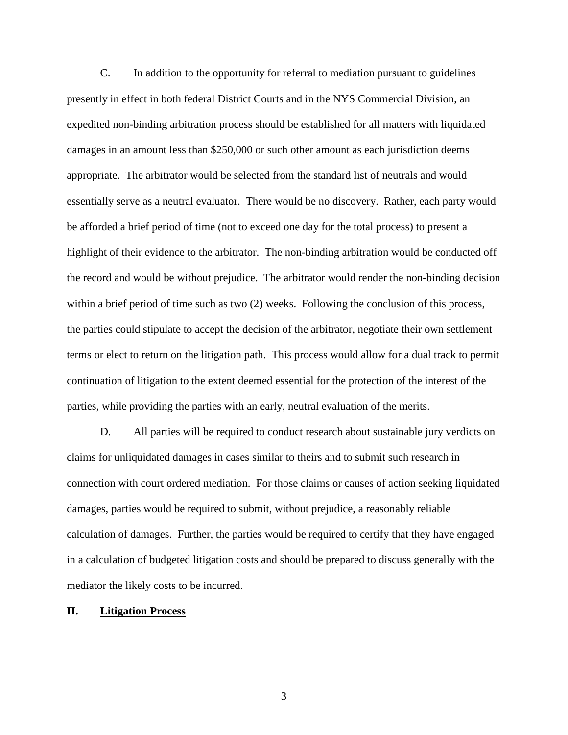C. In addition to the opportunity for referral to mediation pursuant to guidelines presently in effect in both federal District Courts and in the NYS Commercial Division, an expedited non-binding arbitration process should be established for all matters with liquidated damages in an amount less than $250,000 or such other amount as each jurisdiction deems appropriate. The arbitrator would be selected from the standard list of neutrals and would essentially serve as a neutral evaluator. There would be no discovery. Rather, each party would be afforded a brief period of time (not to exceed one day for the total process) to present a highlight of their evidence to the arbitrator. The non-binding arbitration would be conducted off the record and would be without prejudice. The arbitrator would render the non-binding decision within a brief period of time such as two (2) weeks. Following the conclusion of this process, the parties could stipulate to accept the decision of the arbitrator, negotiate their own settlement terms or elect to return on the litigation path. This process would allow for a dual track to permit continuation of litigation to the extent deemed essential for the protection of the interest of the parties, while providing the parties with an early, neutral evaluation of the merits.

D. All parties will be required to conduct research about sustainable jury verdicts on claims for unliquidated damages in cases similar to theirs and to submit such research in connection with court ordered mediation. For those claims or causes of action seeking liquidated damages, parties would be required to submit, without prejudice, a reasonably reliable calculation of damages. Further, the parties would be required to certify that they have engaged in a calculation of budgeted litigation costs and should be prepared to discuss generally with the mediator the likely costs to be incurred.

## II. <u>Litigation Process</u>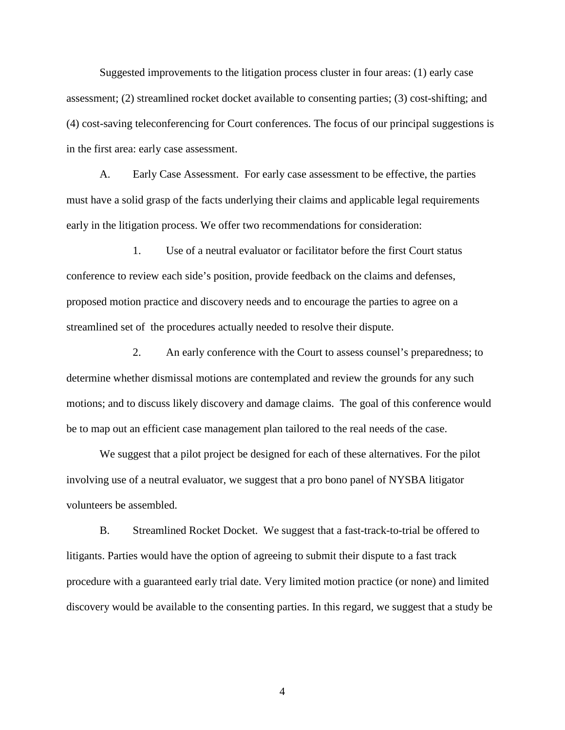Suggested improvements to the litigation process cluster in four areas: (1) early case assessment; (2) streamlined rocket docket available to consenting parties; (3) cost-shifting; and (4) cost-saving teleconferencing for Court conferences. The focus of our principal suggestions is in the first area: early case assessment.

A. Early Case Assessment. For early case assessment to be effective, the parties must have a solid grasp of the facts underlying their claims and applicable legal requirements early in the litigation process. We offer two recommendations for consideration:

1. Use of a neutral evaluator or facilitator before the first Court status conference to review each side's position, provide feedback on the claims and defenses, proposed motion practice and discovery needs and to encourage the parties to agree on a streamlined set of the procedures actually needed to resolve their dispute.

2. An early conference with the Court to assess counsel's preparedness; to determine whether dismissal motions are contemplated and review the grounds for any such motions; and to discuss likely discovery and damage claims. The goal of this conference would be to map out an efficient case management plan tailored to the real needs of the case.

We suggest that a pilot project be designed for each of these alternatives. For the pilot involving use of a neutral evaluator, we suggest that a pro bono panel of NYSBA litigator volunteers be assembled.

B. Streamlined Rocket Docket. We suggest that a fast-track-to-trial be offered to litigants. Parties would have the option of agreeing to submit their dispute to a fast track procedure with a guaranteed early trial date. Very limited motion practice (or none) and limited discovery would be available to the consenting parties. In this regard, we suggest that a study be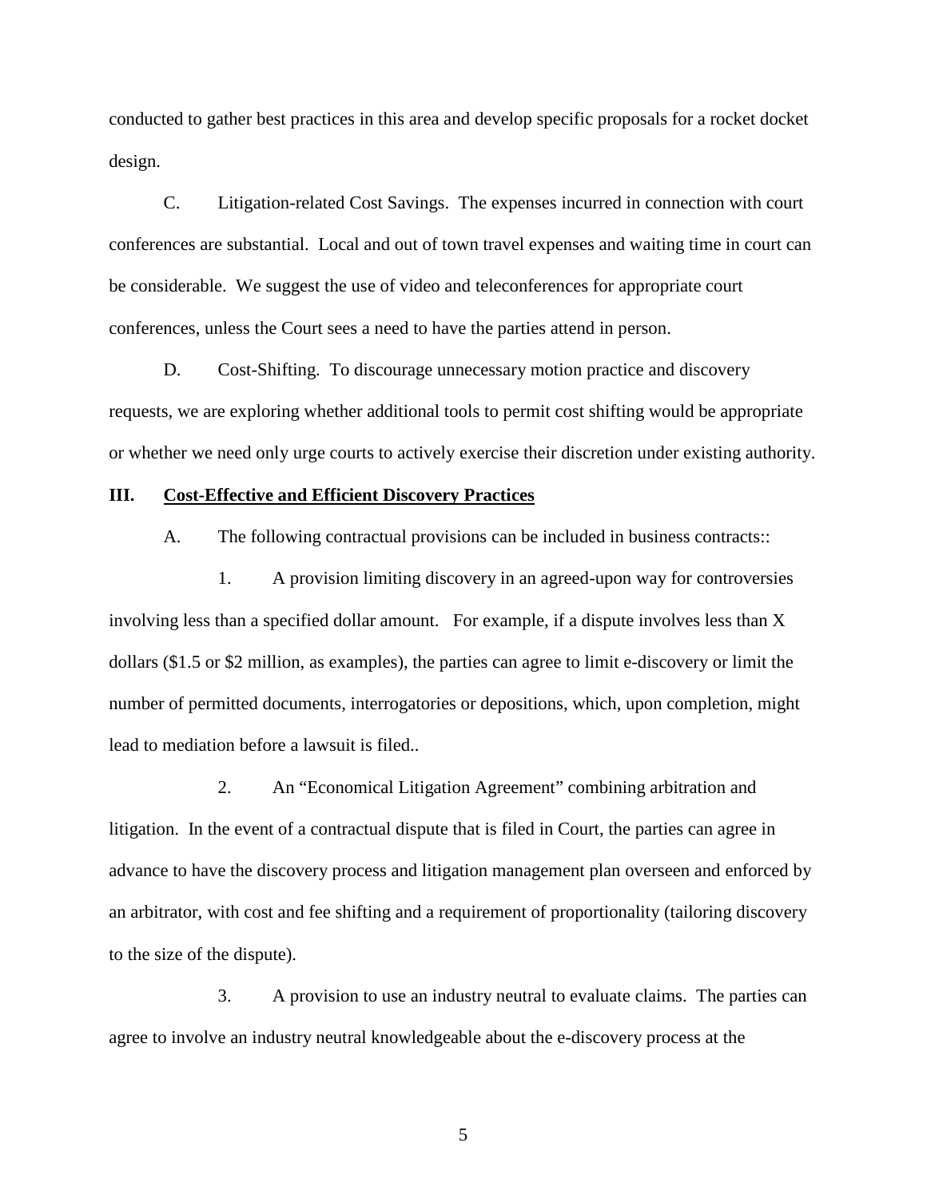conducted to gather best practices in this area and develop specific proposals for a rocket docket design.

C. Litigation-related Cost Savings. The expenses incurred in connection with court conferences are substantial. Local and out of town travel expenses and waiting time in court can be considerable. We suggest the use of video and teleconferences for appropriate court conferences, unless the Court sees a need to have the parties attend in person.

D. Cost-Shifting. To discourage unnecessary motion practice and discovery requests, we are exploring whether additional tools to permit cost shifting would be appropriate or whether we need only urge courts to actively exercise their discretion under existing authority.

## III. <u>Cost-Effective and Efficient Discovery Practices</u>

A. The following contractual provisions can be included in business contracts::

1. A provision limiting discovery in an agreed-upon way for controversies involving less than a specified dollar amount. For example, if a dispute involves less than X dollars ($1.5 or $2 million, as examples), the parties can agree to limit e-discovery or limit the number of permitted documents, interrogatories or depositions, which, upon completion, might lead to mediation before a lawsuit is filed..

2. An "Economical Litigation Agreement" combining arbitration and litigation. In the event of a contractual dispute that is filed in Court, the parties can agree in advance to have the discovery process and litigation management plan overseen and enforced by an arbitrator, with cost and fee shifting and a requirement of proportionality (tailoring discovery to the size of the dispute).

3. A provision to use an industry neutral to evaluate claims. The parties can agree to involve an industry neutral knowledgeable about the e-discovery process at the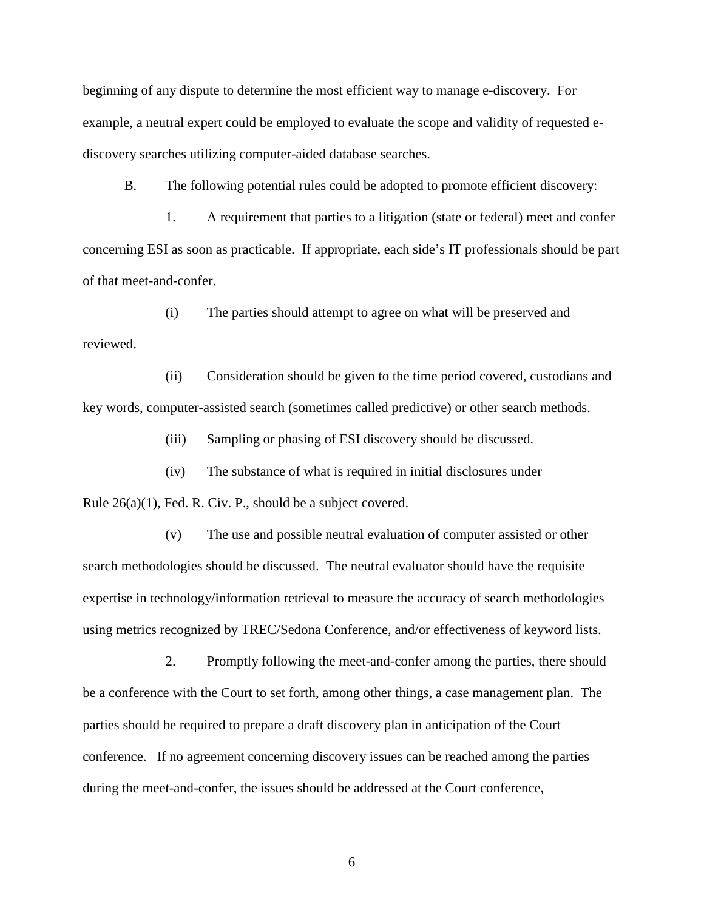beginning of any dispute to determine the most efficient way to manage e-discovery. For example, a neutral expert could be employed to evaluate the scope and validity of requested e-discovery searches utilizing computer-aided database searches.

B. The following potential rules could be adopted to promote efficient discovery:

1. A requirement that parties to a litigation (state or federal) meet and confer concerning ESI as soon as practicable. If appropriate, each side's IT professionals should be part of that meet-and-confer.

(i) The parties should attempt to agree on what will be preserved and reviewed.

(ii) Consideration should be given to the time period covered, custodians and key words, computer-assisted search (sometimes called predictive) or other search methods.

(iii) Sampling or phasing of ESI discovery should be discussed.

(iv) The substance of what is required in initial disclosures under Rule 26(a)(1), Fed. R. Civ. P., should be a subject covered.

(v) The use and possible neutral evaluation of computer assisted or other search methodologies should be discussed. The neutral evaluator should have the requisite expertise in technology/information retrieval to measure the accuracy of search methodologies using metrics recognized by TREC/Sedona Conference, and/or effectiveness of keyword lists.

2. Promptly following the meet-and-confer among the parties, there should be a conference with the Court to set forth, among other things, a case management plan. The parties should be required to prepare a draft discovery plan in anticipation of the Court conference. If no agreement concerning discovery issues can be reached among the parties during the meet-and-confer, the issues should be addressed at the Court conference,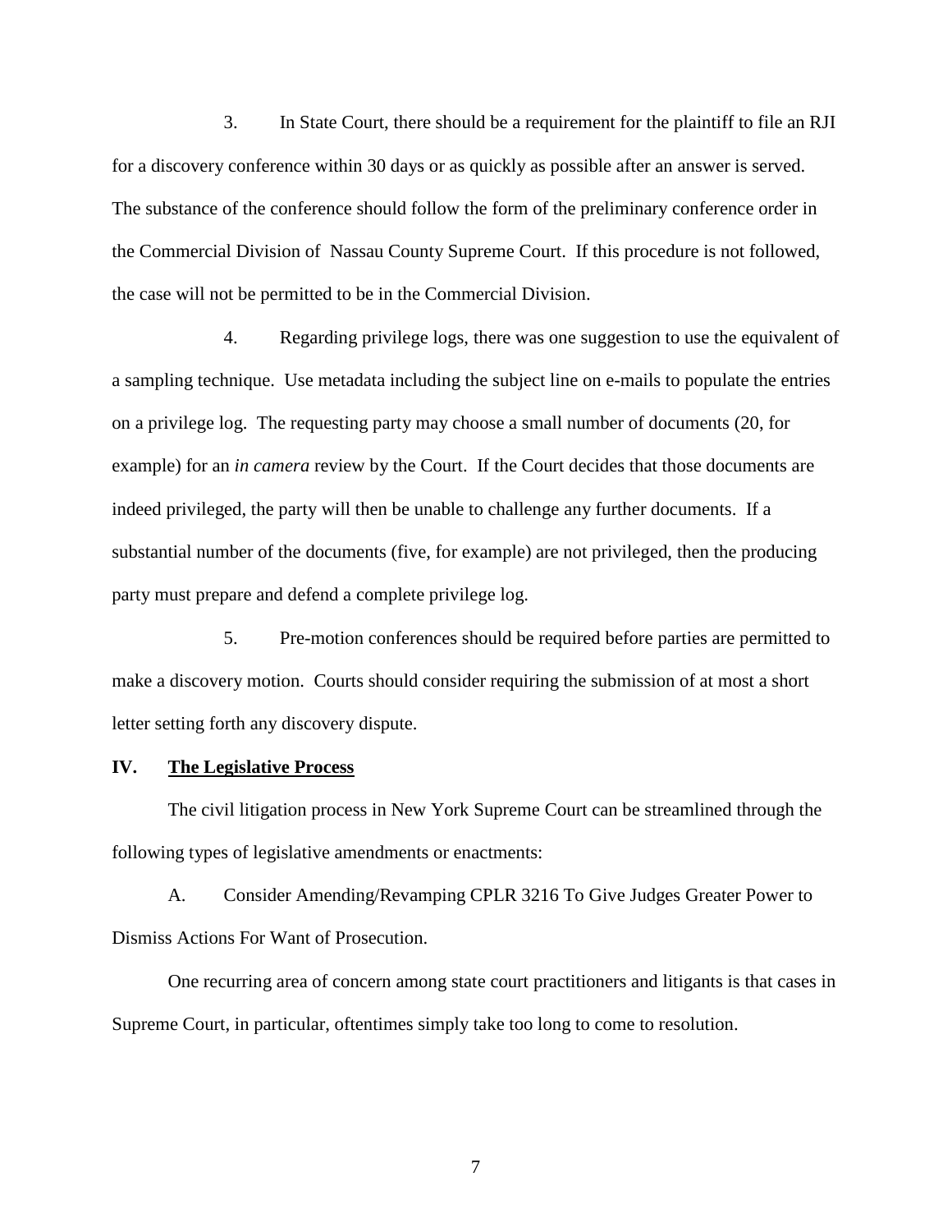3. In State Court, there should be a requirement for the plaintiff to file an RJI for a discovery conference within 30 days or as quickly as possible after an answer is served. The substance of the conference should follow the form of the preliminary conference order in the Commercial Division of Nassau County Supreme Court. If this procedure is not followed, the case will not be permitted to be in the Commercial Division.

4. Regarding privilege logs, there was one suggestion to use the equivalent of a sampling technique. Use metadata including the subject line on e-mails to populate the entries on a privilege log. The requesting party may choose a small number of documents (20, for example) for an *in camera* review by the Court. If the Court decides that those documents are indeed privileged, the party will then be unable to challenge any further documents. If a substantial number of the documents (five, for example) are not privileged, then the producing party must prepare and defend a complete privilege log.

5. Pre-motion conferences should be required before parties are permitted to make a discovery motion. Courts should consider requiring the submission of at most a short letter setting forth any discovery dispute.

## IV. <u>The Legislative Process</u>

The civil litigation process in New York Supreme Court can be streamlined through the following types of legislative amendments or enactments:

A. Consider Amending/Revamping CPLR 3216 To Give Judges Greater Power to Dismiss Actions For Want of Prosecution.

One recurring area of concern among state court practitioners and litigants is that cases in Supreme Court, in particular, oftentimes simply take too long to come to resolution.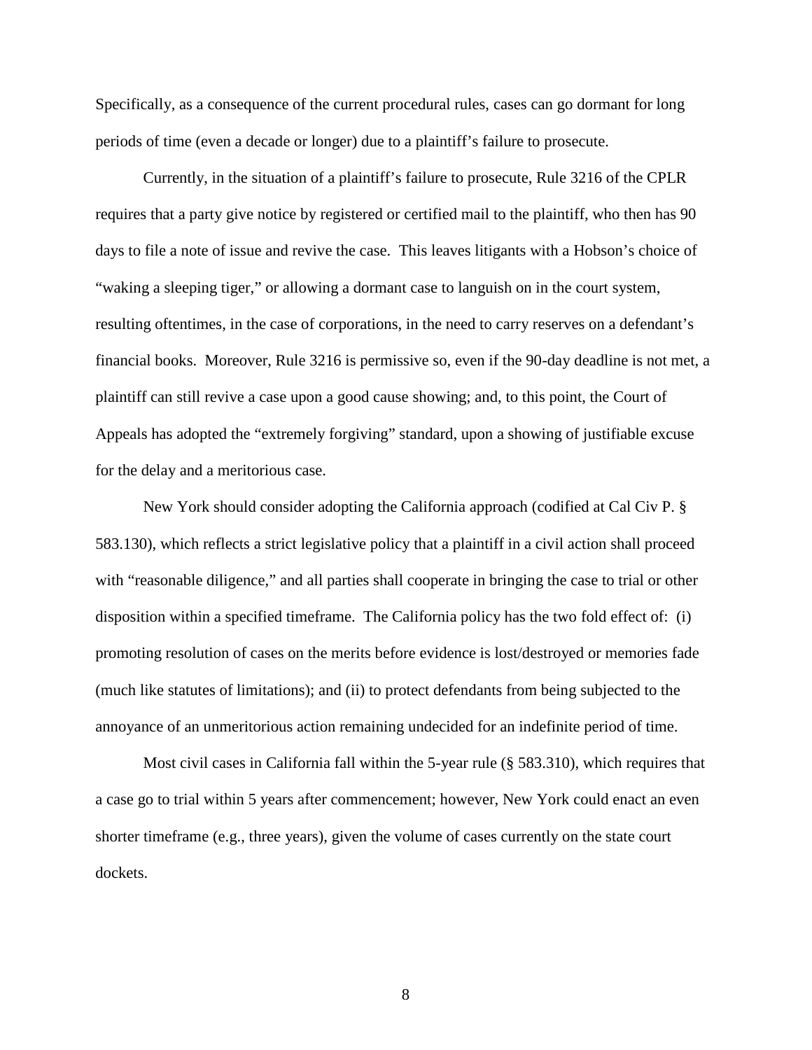Specifically, as a consequence of the current procedural rules, cases can go dormant for long periods of time (even a decade or longer) due to a plaintiff's failure to prosecute.

Currently, in the situation of a plaintiff's failure to prosecute, Rule 3216 of the CPLR requires that a party give notice by registered or certified mail to the plaintiff, who then has 90 days to file a note of issue and revive the case. This leaves litigants with a Hobson's choice of "waking a sleeping tiger," or allowing a dormant case to languish on in the court system, resulting oftentimes, in the case of corporations, in the need to carry reserves on a defendant's financial books. Moreover, Rule 3216 is permissive so, even if the 90-day deadline is not met, a plaintiff can still revive a case upon a good cause showing; and, to this point, the Court of Appeals has adopted the "extremely forgiving" standard, upon a showing of justifiable excuse for the delay and a meritorious case.

New York should consider adopting the California approach (codified at Cal Civ P. § 583.130), which reflects a strict legislative policy that a plaintiff in a civil action shall proceed with "reasonable diligence," and all parties shall cooperate in bringing the case to trial or other disposition within a specified timeframe. The California policy has the two fold effect of: (i) promoting resolution of cases on the merits before evidence is lost/destroyed or memories fade (much like statutes of limitations); and (ii) to protect defendants from being subjected to the annoyance of an unmeritorious action remaining undecided for an indefinite period of time.

Most civil cases in California fall within the 5-year rule (§ 583.310), which requires that a case go to trial within 5 years after commencement; however, New York could enact an even shorter timeframe (e.g., three years), given the volume of cases currently on the state court dockets.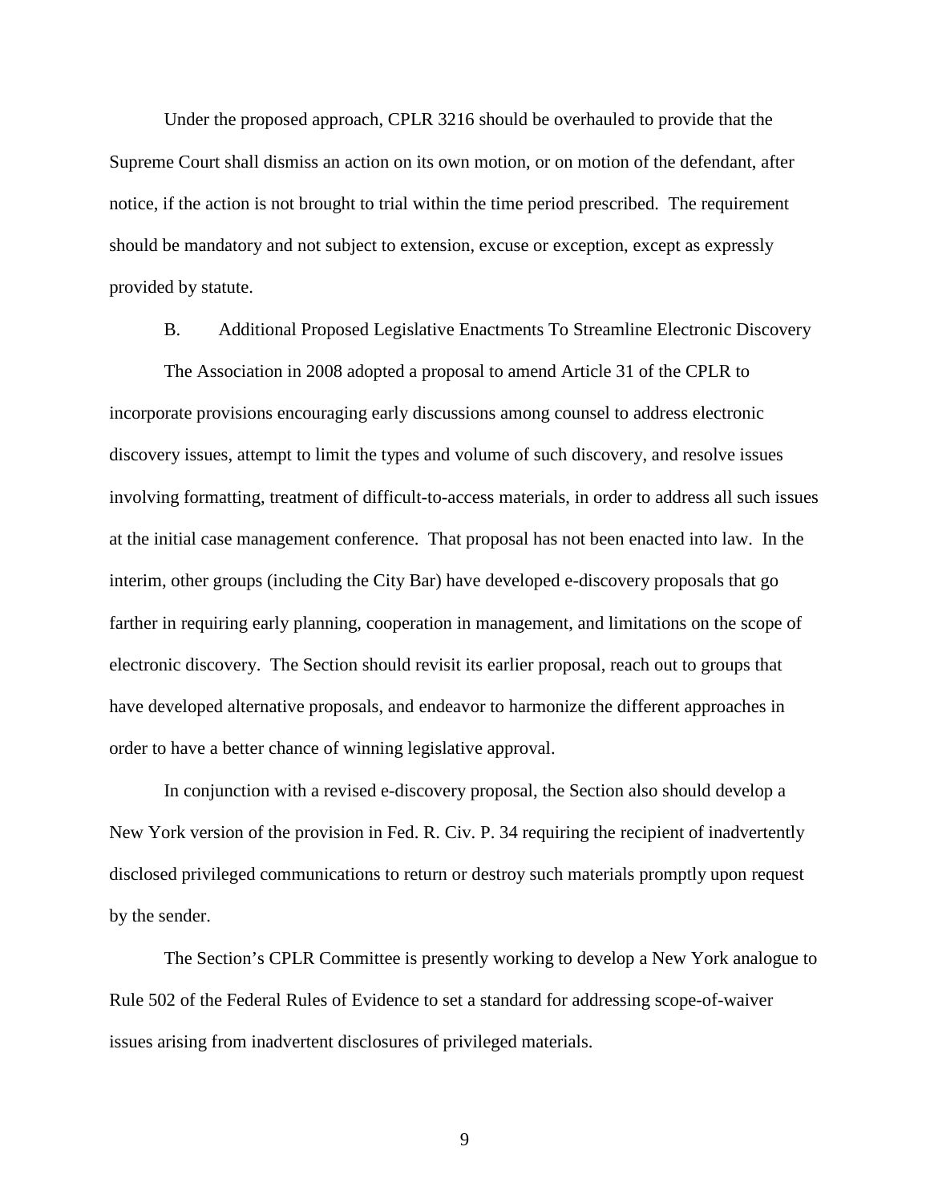Under the proposed approach, CPLR 3216 should be overhauled to provide that the Supreme Court shall dismiss an action on its own motion, or on motion of the defendant, after notice, if the action is not brought to trial within the time period prescribed. The requirement should be mandatory and not subject to extension, excuse or exception, except as expressly provided by statute.

### B. Additional Proposed Legislative Enactments To Streamline Electronic Discovery

The Association in 2008 adopted a proposal to amend Article 31 of the CPLR to incorporate provisions encouraging early discussions among counsel to address electronic discovery issues, attempt to limit the types and volume of such discovery, and resolve issues involving formatting, treatment of difficult-to-access materials, in order to address all such issues at the initial case management conference. That proposal has not been enacted into law. In the interim, other groups (including the City Bar) have developed e-discovery proposals that go farther in requiring early planning, cooperation in management, and limitations on the scope of electronic discovery. The Section should revisit its earlier proposal, reach out to groups that have developed alternative proposals, and endeavor to harmonize the different approaches in order to have a better chance of winning legislative approval.

In conjunction with a revised e-discovery proposal, the Section also should develop a New York version of the provision in Fed. R. Civ. P. 34 requiring the recipient of inadvertently disclosed privileged communications to return or destroy such materials promptly upon request by the sender.

The Section's CPLR Committee is presently working to develop a New York analogue to Rule 502 of the Federal Rules of Evidence to set a standard for addressing scope-of-waiver issues arising from inadvertent disclosures of privileged materials.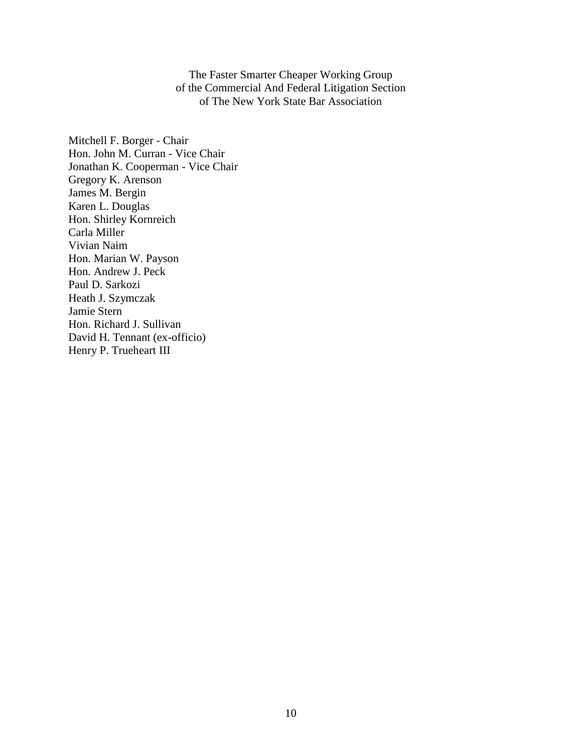The Faster Smarter Cheaper Working Group
of the Commercial And Federal Litigation Section
of The New York State Bar Association

Mitchell F. Borger - Chair
Hon. John M. Curran - Vice Chair
Jonathan K. Cooperman - Vice Chair
Gregory K. Arenson
James M. Bergin
Karen L. Douglas
Hon. Shirley Kornreich
Carla Miller
Vivian Naim
Hon. Marian W. Payson
Hon. Andrew J. Peck
Paul D. Sarkozi
Heath J. Szymczak
Jamie Stern
Hon. Richard J. Sullivan
David H. Tennant (ex-officio)
Henry P. Trueheart III